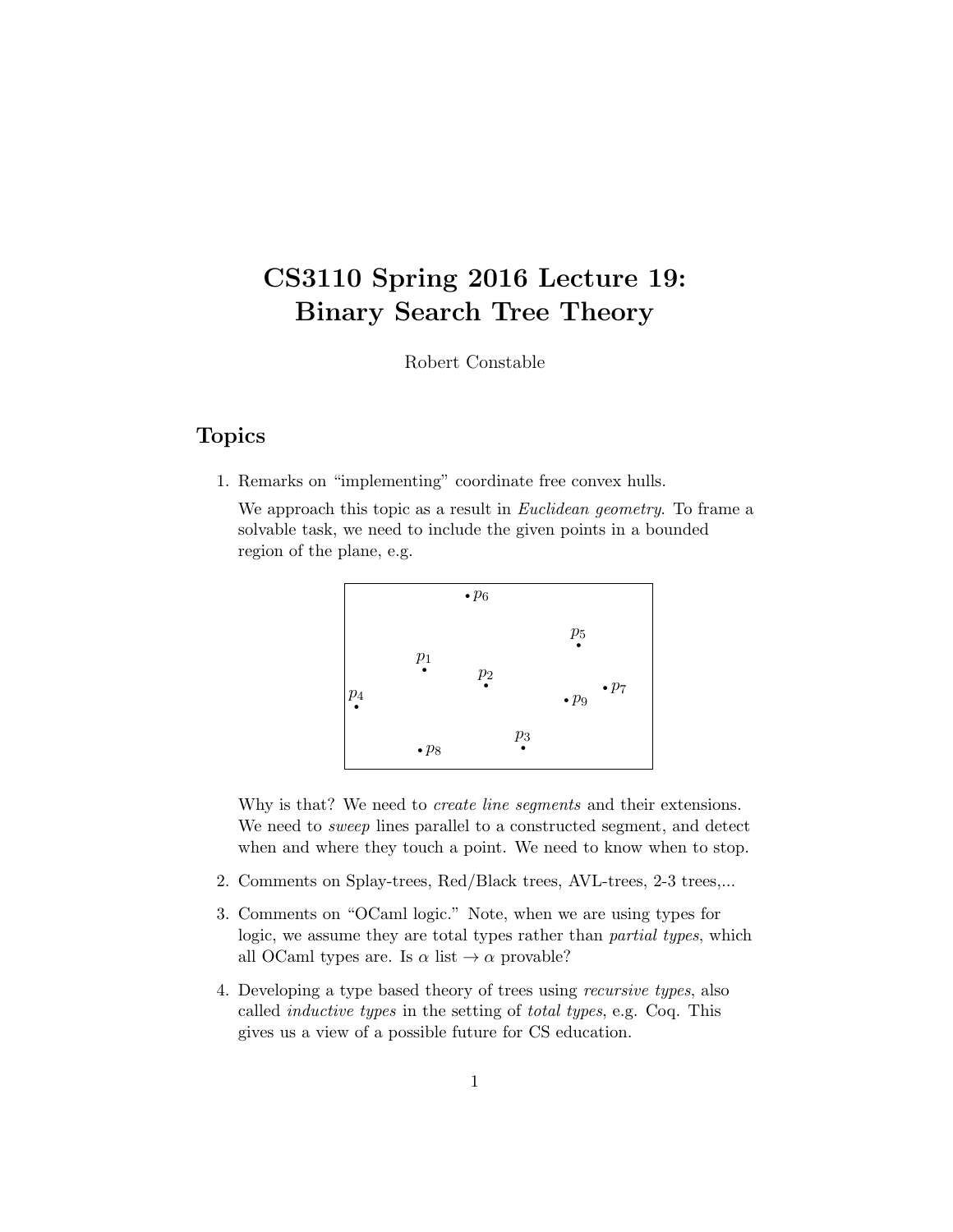# CS3110 Spring 2016 Lecture 19: Binary Search Tree Theory

Robert Constable

## Topics

1. Remarks on "implementing" coordinate free convex hulls.

   We approach this topic as a result in *Euclidean geometry*. To frame a solvable task, we need to include the given points in a bounded region of the plane, e.g.

   Why is that? We need to *create line segments* and their extensions. We need to *sweep* lines parallel to a constructed segment, and detect when and where they touch a point. We need to know when to stop.

2. Comments on Splay-trees, Red/Black trees, AVL-trees, 2-3 trees,...

3. Comments on "OCaml logic." Note, when we are using types for logic, we assume they are total types rather than *partial types*, which all OCaml types are. Is $\alpha$ list $\rightarrow \alpha$ provable?

4. Developing a type based theory of trees using *recursive types*, also called *inductive types* in the setting of *total types*, e.g. Coq. This gives us a view of a possible future for CS education.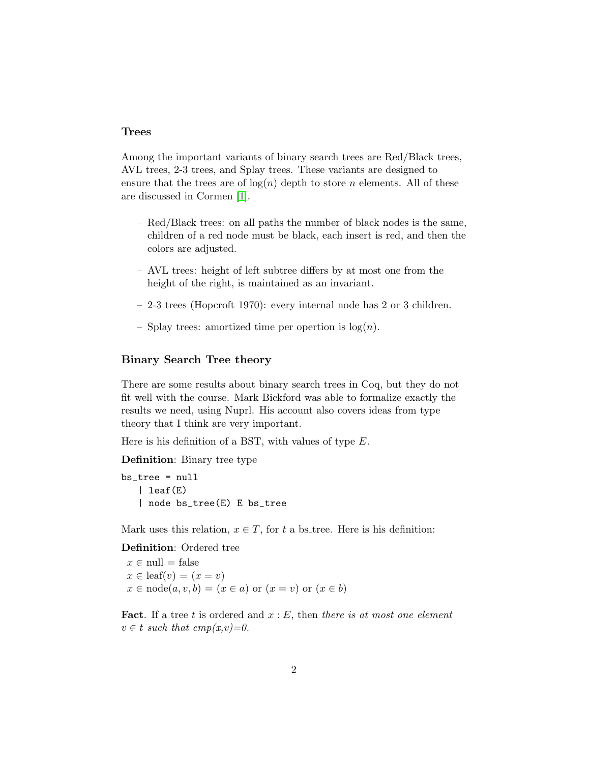### Trees

Among the important variants of binary search trees are Red/Black trees, AVL trees, 2-3 trees, and Splay trees. These variants are designed to ensure that the trees are of $\log(n)$ depth to store $n$ elements. All of these are discussed in Cormen [1].

- Red/Black trees: on all paths the number of black nodes is the same, children of a red node must be black, each insert is red, and then the colors are adjusted.
- AVL trees: height of left subtree differs by at most one from the height of the right, is maintained as an invariant.
- 2-3 trees (Hopcroft 1970): every internal node has 2 or 3 children.
- Splay trees: amortized time per opertion is $\log(n)$.

### Binary Search Tree theory

There are some results about binary search trees in Coq, but they do not fit well with the course. Mark Bickford was able to formalize exactly the results we need, using Nuprl. His account also covers ideas from type theory that I think are very important.

Here is his definition of a BST, with values of type $E$.

**Definition**: Binary tree type

```
bs_tree = null
   | leaf(E)
   | node bs_tree(E) E bs_tree
```

Mark uses this relation, $x \in T$, for $t$ a bs_tree. Here is his definition:

**Definition**: Ordered tree

$x \in \text{null} = \text{false}$
$x \in \text{leaf}(v) = (x = v)$
$x \in \text{node}(a, v, b) = (x \in a) \text{ or } (x = v) \text{ or } (x \in b)$

**Fact**. If a tree $t$ is ordered and $x : E$, then *there is at most one element $v \in t$ such that cmp(x,v)=0.*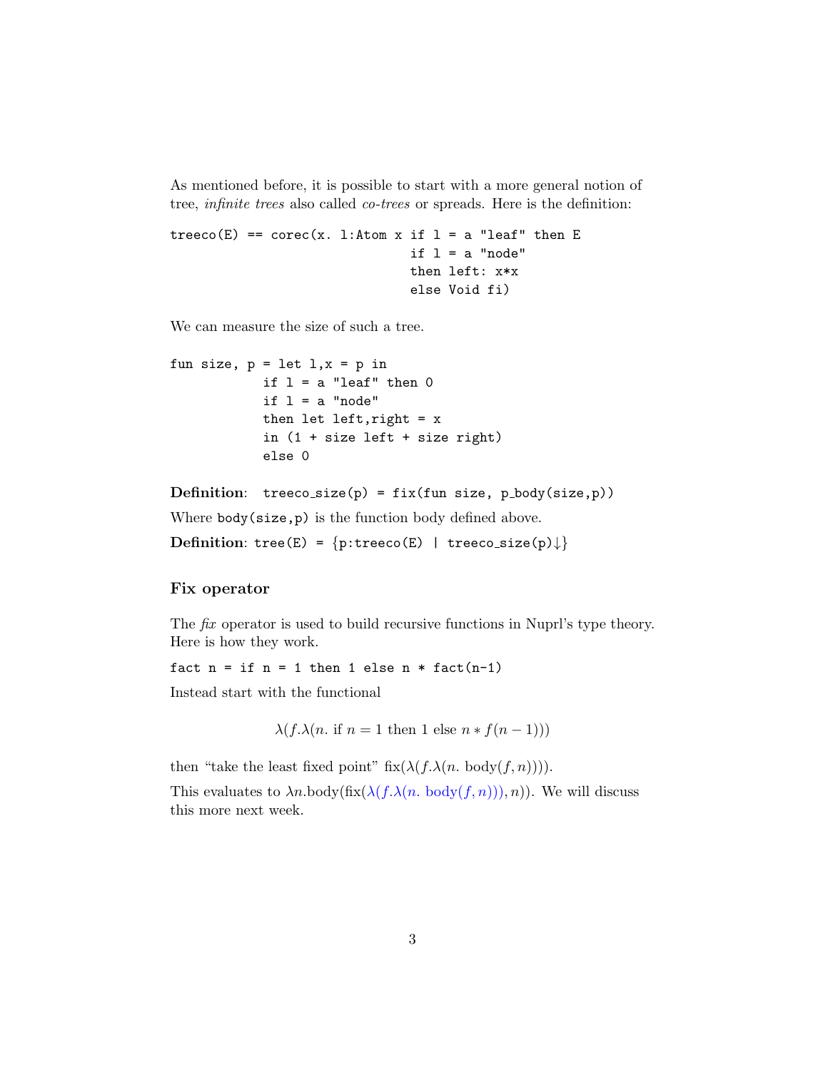As mentioned before, it is possible to start with a more general notion of tree, *infinite trees* also called *co-trees* or spreads. Here is the definition:

```
treeco(E) == corec(x. l:Atom x if l = a "leaf" then E
                                if l = a "node"
                                then left: x*x
                                else Void fi)
```

We can measure the size of such a tree.

```
fun size, p = let l,x = p in
            if l = a "leaf" then 0
            if l = a "node"
            then let left,right = x
            in (1 + size left + size right)
            else 0
```

**Definition**: `treeco_size(p) = fix(fun size, p_body(size,p))`

Where `body(size,p)` is the function body defined above.

**Definition**: `tree(E) = {p:treeco(E) | treeco_size(p)↓}`

### Fix operator

The *fix* operator is used to build recursive functions in Nuprl's type theory. Here is how they work.

`fact n = if n = 1 then 1 else n * fact(n-1)`

Instead start with the functional

$$\lambda(f.\lambda(n.\text{ if } n = 1 \text{ then } 1 \text{ else } n * f(n-1)))$$

then "take the least fixed point" $\text{fix}(\lambda(f.\lambda(n.\ \text{body}(f,n))))$.

This evaluates to $\lambda n.\text{body}(\text{fix}(\lambda(f.\lambda(n.\ \text{body}(f,n))), n))$. We will discuss this more next week.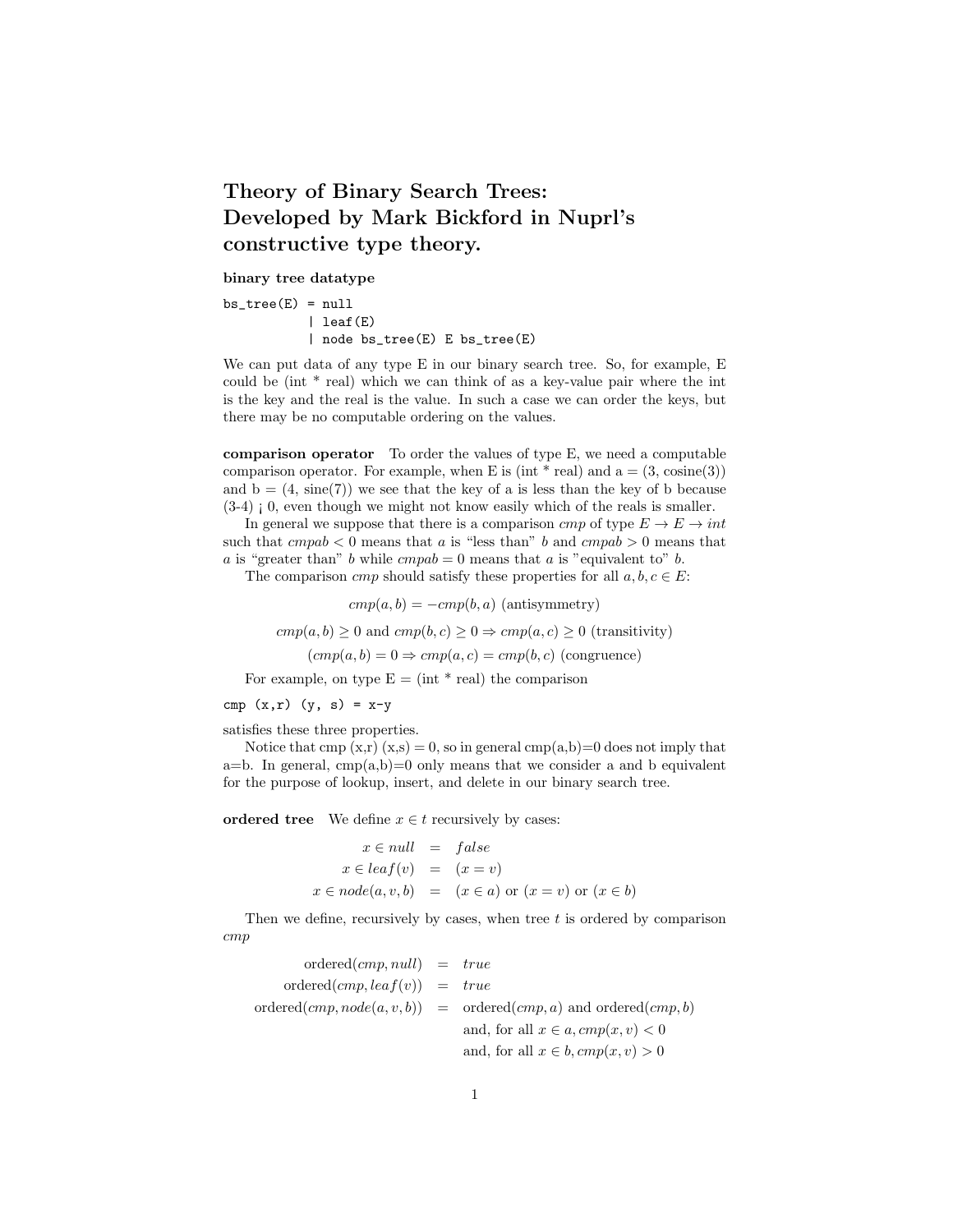# Theory of Binary Search Trees: Developed by Mark Bickford in Nuprl's constructive type theory.

**binary tree datatype**

```
bs_tree(E) = null
           | leaf(E)
           | node bs_tree(E) E bs_tree(E)
```

We can put data of any type E in our binary search tree. So, for example, E could be (int * real) which we can think of as a key-value pair where the int is the key and the real is the value. In such a case we can order the keys, but there may be no computable ordering on the values.

**comparison operator** To order the values of type E, we need a computable comparison operator. For example, when E is (int * real) and a = (3, cosine(3)) and b = (4, sine(7)) we see that the key of a is less than the key of b because (3-4) ¡ 0, even though we might not know easily which of the reals is smaller.

In general we suppose that there is a comparison *cmp* of type $E \to E \to int$ such that $cmpab < 0$ means that $a$ is "less than" $b$ and $cmpab > 0$ means that $a$ is "greater than" $b$ while $cmpab = 0$ means that $a$ is "equivalent to" $b$.

The comparison *cmp* should satisfy these properties for all $a, b, c \in E$:

$$cmp(a, b) = -cmp(b, a) \text{ (antisymmetry)}$$

$$cmp(a, b) \geq 0 \text{ and } cmp(b, c) \geq 0 \Rightarrow cmp(a, c) \geq 0 \text{ (transitivity)}$$

$$(cmp(a, b) = 0 \Rightarrow cmp(a, c) = cmp(b, c) \text{ (congruence)}$$

For example, on type E = (int * real) the comparison

```
cmp (x,r) (y, s) = x-y
```

satisfies these three properties.

Notice that cmp (x,r) (x,s) = 0, so in general cmp(a,b)=0 does not imply that a=b. In general, cmp(a,b)=0 only means that we consider a and b equivalent for the purpose of lookup, insert, and delete in our binary search tree.

**ordered tree** We define $x \in t$ recursively by cases:

$$\begin{aligned} x \in null &= false \\ x \in leaf(v) &= (x = v) \\ x \in node(a, v, b) &= (x \in a) \text{ or } (x = v) \text{ or } (x \in b) \end{aligned}$$

Then we define, recursively by cases, when tree $t$ is ordered by comparison *cmp*

$$\begin{aligned} \text{ordered}(cmp, null) &= true \\ \text{ordered}(cmp, leaf(v)) &= true \\ \text{ordered}(cmp, node(a, v, b)) &= \text{ordered}(cmp, a) \text{ and ordered}(cmp, b) \\ &\quad \text{and, for all } x \in a, cmp(x, v) < 0 \\ &\quad \text{and, for all } x \in b, cmp(x, v) > 0 \end{aligned}$$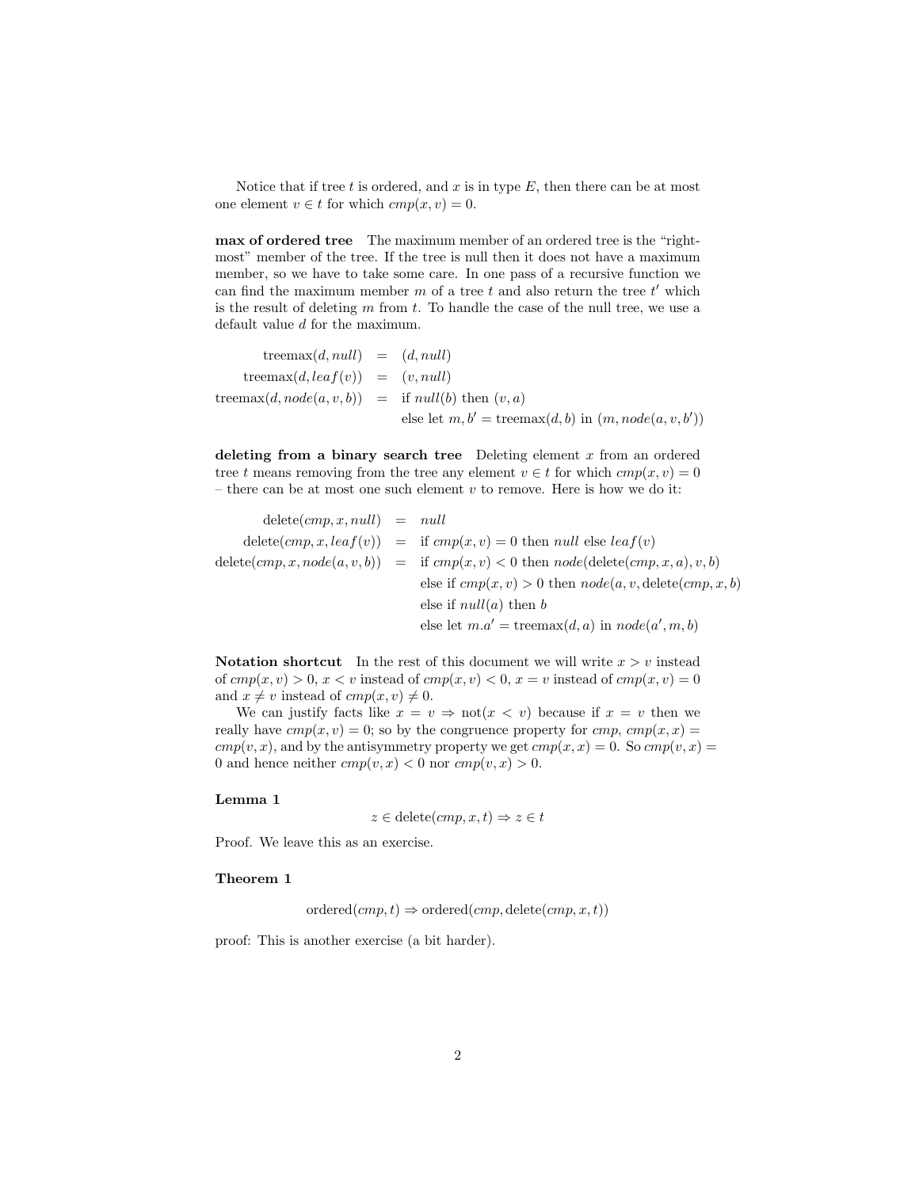Notice that if tree $t$ is ordered, and $x$ is in type $E$, then there can be at most one element $v \in t$ for which $cmp(x, v) = 0$.

**max of ordered tree** The maximum member of an ordered tree is the "right-most" member of the tree. If the tree is null then it does not have a maximum member, so we have to take some care. In one pass of a recursive function we can find the maximum member $m$ of a tree $t$ and also return the tree $t'$ which is the result of deleting $m$ from $t$. To handle the case of the null tree, we use a default value $d$ for the maximum.

$$
\begin{aligned}
\text{treemax}(d, null) &= (d, null) \\
\text{treemax}(d, leaf(v)) &= (v, null) \\
\text{treemax}(d, node(a, v, b)) &= \text{if } null(b) \text{ then } (v, a) \\
&\quad\ \text{else let } m, b' = \text{treemax}(d, b) \text{ in } (m, node(a, v, b'))
\end{aligned}
$$

**deleting from a binary search tree** Deleting element $x$ from an ordered tree $t$ means removing from the tree any element $v \in t$ for which $cmp(x, v) = 0$ – there can be at most one such element $v$ to remove. Here is how we do it:

$$
\begin{aligned}
\text{delete}(cmp, x, null) &= null \\
\text{delete}(cmp, x, leaf(v)) &= \text{if } cmp(x, v) = 0 \text{ then } null \text{ else } leaf(v) \\
\text{delete}(cmp, x, node(a, v, b)) &= \text{if } cmp(x, v) < 0 \text{ then } node(\text{delete}(cmp, x, a), v, b) \\
&\quad\ \text{else if } cmp(x, v) > 0 \text{ then } node(a, v, \text{delete}(cmp, x, b)) \\
&\quad\ \text{else if } null(a) \text{ then } b \\
&\quad\ \text{else let } m.a' = \text{treemax}(d, a) \text{ in } node(a', m, b)
\end{aligned}
$$

**Notation shortcut** In the rest of this document we will write $x > v$ instead of $cmp(x, v) > 0$, $x < v$ instead of $cmp(x, v) < 0$, $x = v$ instead of $cmp(x, v) = 0$ and $x \neq v$ instead of $cmp(x, v) \neq 0$.

We can justify facts like $x = v \Rightarrow \text{not}(x < v)$ because if $x = v$ then we really have $cmp(x, v) = 0$; so by the congruence property for $cmp$, $cmp(x, x) = cmp(v, x)$, and by the antisymmetry property we get $cmp(x, x) = 0$. So $cmp(v, x) = 0$ and hence neither $cmp(v, x) < 0$ nor $cmp(v, x) > 0$.

**Lemma 1**

$$z \in \text{delete}(cmp, x, t) \Rightarrow z \in t$$

Proof. We leave this as an exercise.

**Theorem 1**

$$\text{ordered}(cmp, t) \Rightarrow \text{ordered}(cmp, \text{delete}(cmp, x, t))$$

proof: This is another exercise (a bit harder).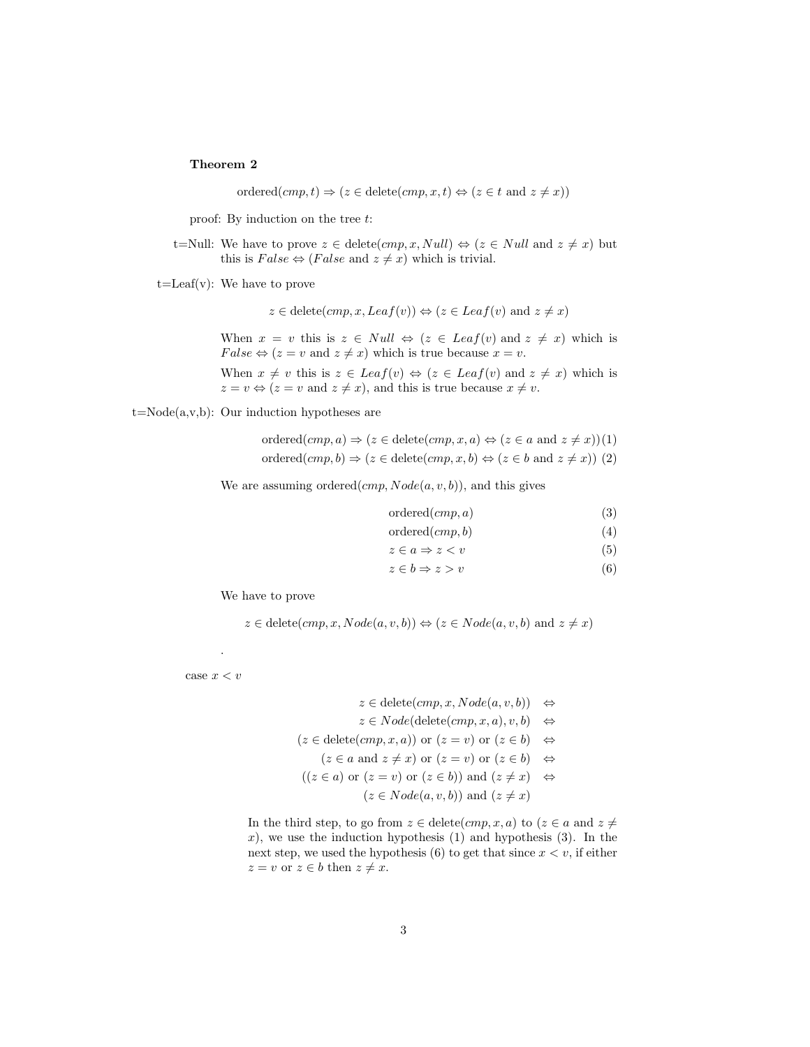**Theorem 2**

$$\text{ordered}(cmp, t) \Rightarrow (z \in \text{delete}(cmp, x, t) \Leftrightarrow (z \in t \text{ and } z \neq x))$$

proof: By induction on the tree $t$:

t=Null: We have to prove $z \in \text{delete}(cmp, x, Null) \Leftrightarrow (z \in Null \text{ and } z \neq x)$ but this is $False \Leftrightarrow (False \text{ and } z \neq x)$ which is trivial.

t=Leaf(v): We have to prove

$$z \in \text{delete}(cmp, x, Leaf(v)) \Leftrightarrow (z \in Leaf(v) \text{ and } z \neq x)$$

When $x = v$ this is $z \in Null \Leftrightarrow (z \in Leaf(v) \text{ and } z \neq x)$ which is $False \Leftrightarrow (z = v \text{ and } z \neq x)$ which is true because $x = v$.

When $x \neq v$ this is $z \in Leaf(v) \Leftrightarrow (z \in Leaf(v) \text{ and } z \neq x)$ which is $z = v \Leftrightarrow (z = v \text{ and } z \neq x)$, and this is true because $x \neq v$.

t=Node(a,v,b): Our induction hypotheses are

$$\text{ordered}(cmp, a) \Rightarrow (z \in \text{delete}(cmp, x, a) \Leftrightarrow (z \in a \text{ and } z \neq x)) \quad (1)$$
$$\text{ordered}(cmp, b) \Rightarrow (z \in \text{delete}(cmp, x, b) \Leftrightarrow (z \in b \text{ and } z \neq x)) \quad (2)$$

We are assuming $\text{ordered}(cmp, Node(a, v, b))$, and this gives

$$\text{ordered}(cmp, a) \quad (3)$$
$$\text{ordered}(cmp, b) \quad (4)$$
$$z \in a \Rightarrow z < v \quad (5)$$
$$z \in b \Rightarrow z > v \quad (6)$$

We have to prove

$$z \in \text{delete}(cmp, x, Node(a, v, b)) \Leftrightarrow (z \in Node(a, v, b) \text{ and } z \neq x)$$

.

case $x < v$

$$\begin{aligned}
z \in \text{delete}(cmp, x, Node(a, v, b)) &\Leftrightarrow \\
z \in Node(\text{delete}(cmp, x, a), v, b) &\Leftrightarrow \\
(z \in \text{delete}(cmp, x, a)) \text{ or } (z = v) \text{ or } (z \in b) &\Leftrightarrow \\
(z \in a \text{ and } z \neq x) \text{ or } (z = v) \text{ or } (z \in b) &\Leftrightarrow \\
((z \in a) \text{ or } (z = v) \text{ or } (z \in b)) \text{ and } (z \neq x) &\Leftrightarrow \\
(z \in Node(a, v, b)) \text{ and } (z \neq x) &
\end{aligned}$$

In the third step, to go from $z \in \text{delete}(cmp, x, a)$ to $(z \in a \text{ and } z \neq x)$, we use the induction hypothesis (1) and hypothesis (3). In the next step, we used the hypothesis (6) to get that since $x < v$, if either $z = v$ or $z \in b$ then $z \neq x$.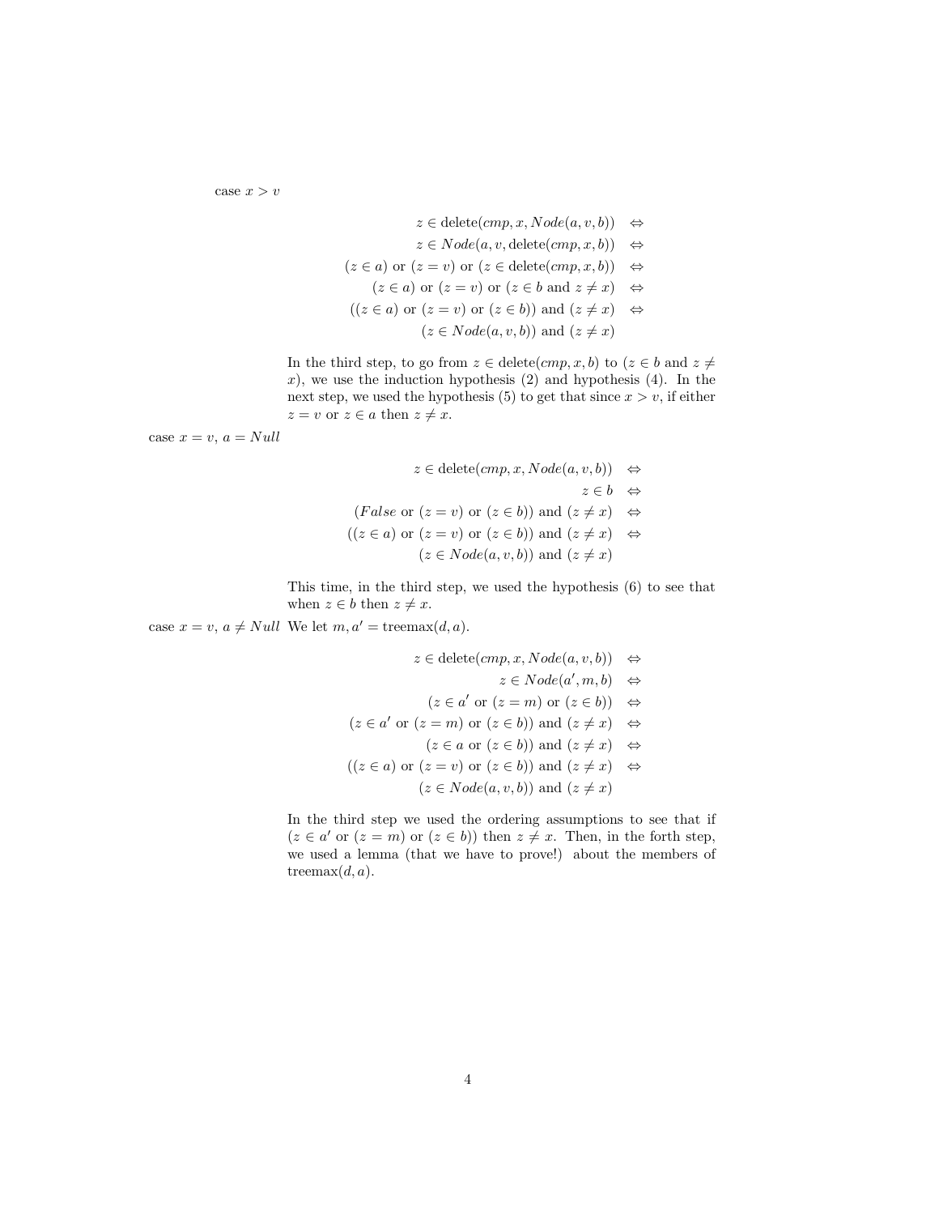case $x > v$

$$
\begin{aligned}
z \in \text{delete}(cmp, x, Node(a, v, b)) &\Leftrightarrow \\
z \in Node(a, v, \text{delete}(cmp, x, b)) &\Leftrightarrow \\
(z \in a) \text{ or } (z = v) \text{ or } (z \in \text{delete}(cmp, x, b)) &\Leftrightarrow \\
(z \in a) \text{ or } (z = v) \text{ or } (z \in b \text{ and } z \neq x) &\Leftrightarrow \\
((z \in a) \text{ or } (z = v) \text{ or } (z \in b)) \text{ and } (z \neq x) &\Leftrightarrow \\
(z \in Node(a, v, b)) \text{ and } (z \neq x) &
\end{aligned}
$$

In the third step, to go from $z \in \text{delete}(cmp, x, b)$ to ($z \in b$ and $z \neq x$), we use the induction hypothesis (2) and hypothesis (4). In the next step, we used the hypothesis (5) to get that since $x > v$, if either $z = v$ or $z \in a$ then $z \neq x$.

case $x = v$, $a = Null$

$$
\begin{aligned}
z \in \text{delete}(cmp, x, Node(a, v, b)) &\Leftrightarrow \\
z \in b &\Leftrightarrow \\
(False \text{ or } (z = v) \text{ or } (z \in b)) \text{ and } (z \neq x) &\Leftrightarrow \\
((z \in a) \text{ or } (z = v) \text{ or } (z \in b)) \text{ and } (z \neq x) &\Leftrightarrow \\
(z \in Node(a, v, b)) \text{ and } (z \neq x) &
\end{aligned}
$$

This time, in the third step, we used the hypothesis (6) to see that when $z \in b$ then $z \neq x$.

case $x = v$, $a \neq Null$ We let $m, a' = \text{treemax}(d, a)$.

$$
\begin{aligned}
z \in \text{delete}(cmp, x, Node(a, v, b)) &\Leftrightarrow \\
z \in Node(a', m, b) &\Leftrightarrow \\
(z \in a' \text{ or } (z = m) \text{ or } (z \in b)) &\Leftrightarrow \\
(z \in a' \text{ or } (z = m) \text{ or } (z \in b)) \text{ and } (z \neq x) &\Leftrightarrow \\
(z \in a \text{ or } (z \in b)) \text{ and } (z \neq x) &\Leftrightarrow \\
((z \in a) \text{ or } (z = v) \text{ or } (z \in b)) \text{ and } (z \neq x) &\Leftrightarrow \\
(z \in Node(a, v, b)) \text{ and } (z \neq x) &
\end{aligned}
$$

In the third step we used the ordering assumptions to see that if ($z \in a'$ or ($z = m$) or ($z \in b$)) then $z \neq x$. Then, in the forth step, we used a lemma (that we have to prove!) about the members of $\text{treemax}(d, a)$.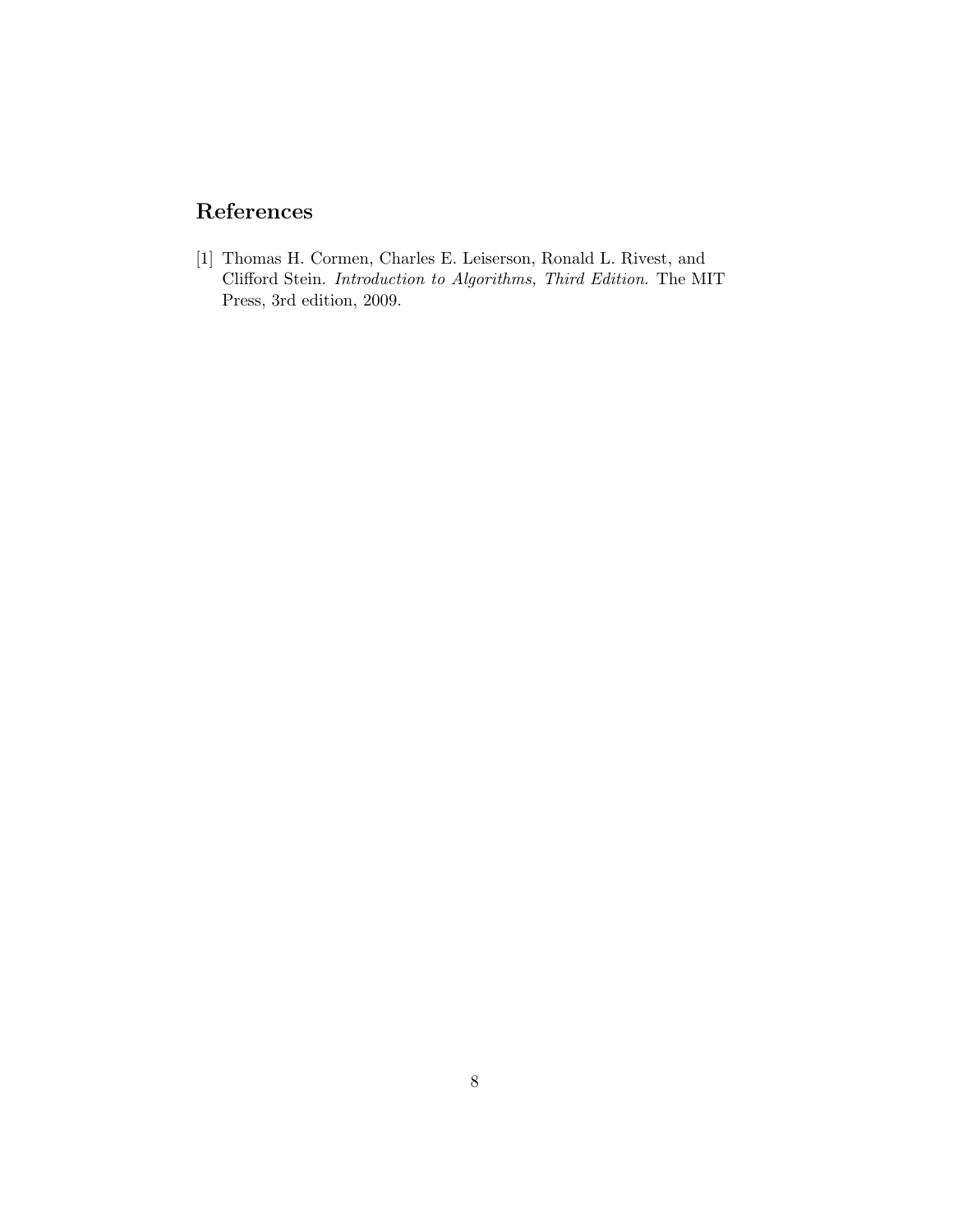## References

[1] Thomas H. Cormen, Charles E. Leiserson, Ronald L. Rivest, and Clifford Stein. *Introduction to Algorithms, Third Edition*. The MIT Press, 3rd edition, 2009.